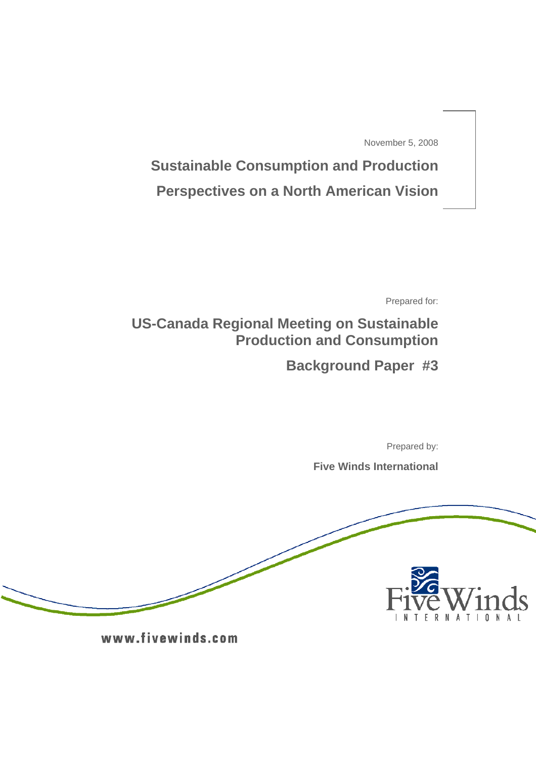November 5, 2008

# Sustainable Consumption and Production

# Perspectives on a North American Vision

Prepared for:

## US-Canada Regional Meeting on Sustainable Production and Consumption

## Background Paper #3

Prepared by:

**Five Winds International**

Five Winds INTERNATIONAL

www.fivewinds.com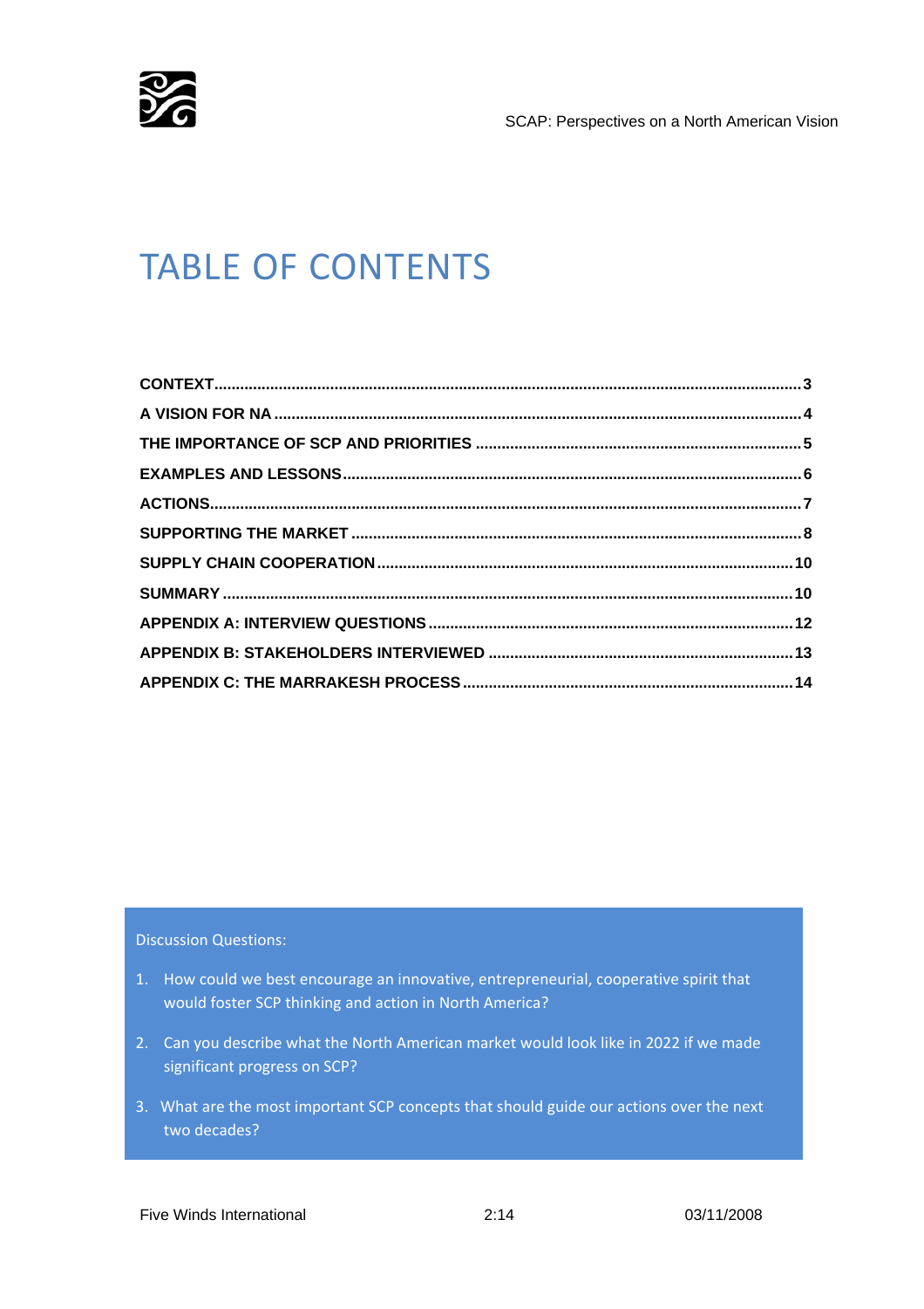# TABLE OF CONTENTS

**CONTEXT** .......... 3
**A VISION FOR NA** .......... 4
**THE IMPORTANCE OF SCP AND PRIORITIES** .......... 5
**EXAMPLES AND LESSONS** .......... 6
**ACTIONS** .......... 7
**SUPPORTING THE MARKET** .......... 8
**SUPPLY CHAIN COOPERATION** .......... 10
**SUMMARY** .......... 10
**APPENDIX A: INTERVIEW QUESTIONS** .......... 12
**APPENDIX B: STAKEHOLDERS INTERVIEWED** .......... 13
**APPENDIX C: THE MARRAKESH PROCESS** .......... 14

Discussion Questions:

1. How could we best encourage an innovative, entrepreneurial, cooperative spirit that would foster SCP thinking and action in North America?
2. Can you describe what the North American market would look like in 2022 if we made significant progress on SCP?
3. What are the most important SCP concepts that should guide our actions over the next two decades?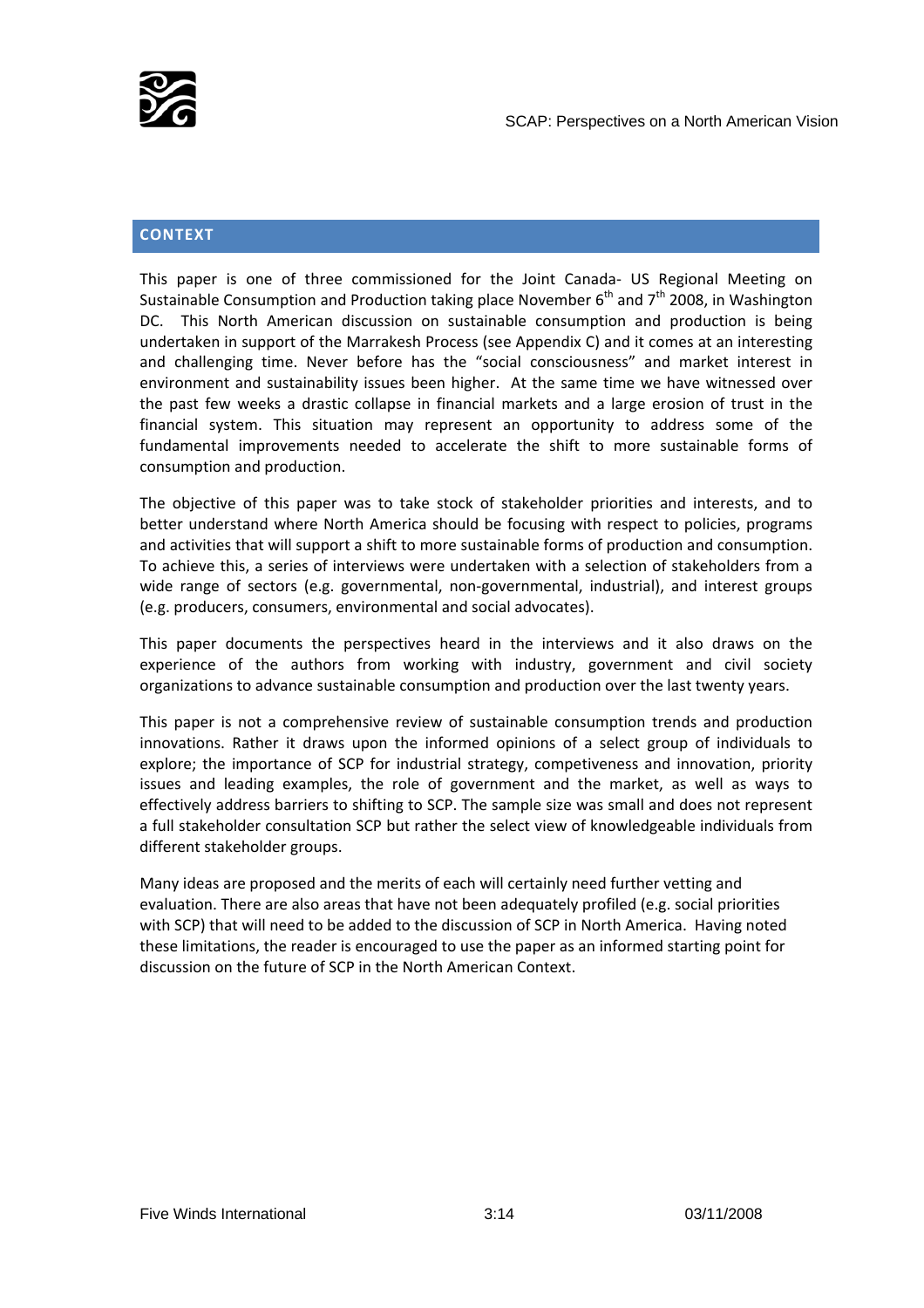## CONTEXT

This paper is one of three commissioned for the Joint Canada- US Regional Meeting on Sustainable Consumption and Production taking place November 6th and 7th 2008, in Washington DC. This North American discussion on sustainable consumption and production is being undertaken in support of the Marrakesh Process (see Appendix C) and it comes at an interesting and challenging time. Never before has the "social consciousness" and market interest in environment and sustainability issues been higher. At the same time we have witnessed over the past few weeks a drastic collapse in financial markets and a large erosion of trust in the financial system. This situation may represent an opportunity to address some of the fundamental improvements needed to accelerate the shift to more sustainable forms of consumption and production.

The objective of this paper was to take stock of stakeholder priorities and interests, and to better understand where North America should be focusing with respect to policies, programs and activities that will support a shift to more sustainable forms of production and consumption. To achieve this, a series of interviews were undertaken with a selection of stakeholders from a wide range of sectors (e.g. governmental, non-governmental, industrial), and interest groups (e.g. producers, consumers, environmental and social advocates).

This paper documents the perspectives heard in the interviews and it also draws on the experience of the authors from working with industry, government and civil society organizations to advance sustainable consumption and production over the last twenty years.

This paper is not a comprehensive review of sustainable consumption trends and production innovations. Rather it draws upon the informed opinions of a select group of individuals to explore; the importance of SCP for industrial strategy, competiveness and innovation, priority issues and leading examples, the role of government and the market, as well as ways to effectively address barriers to shifting to SCP. The sample size was small and does not represent a full stakeholder consultation SCP but rather the select view of knowledgeable individuals from different stakeholder groups.

Many ideas are proposed and the merits of each will certainly need further vetting and evaluation. There are also areas that have not been adequately profiled (e.g. social priorities with SCP) that will need to be added to the discussion of SCP in North America. Having noted these limitations, the reader is encouraged to use the paper as an informed starting point for discussion on the future of SCP in the North American Context.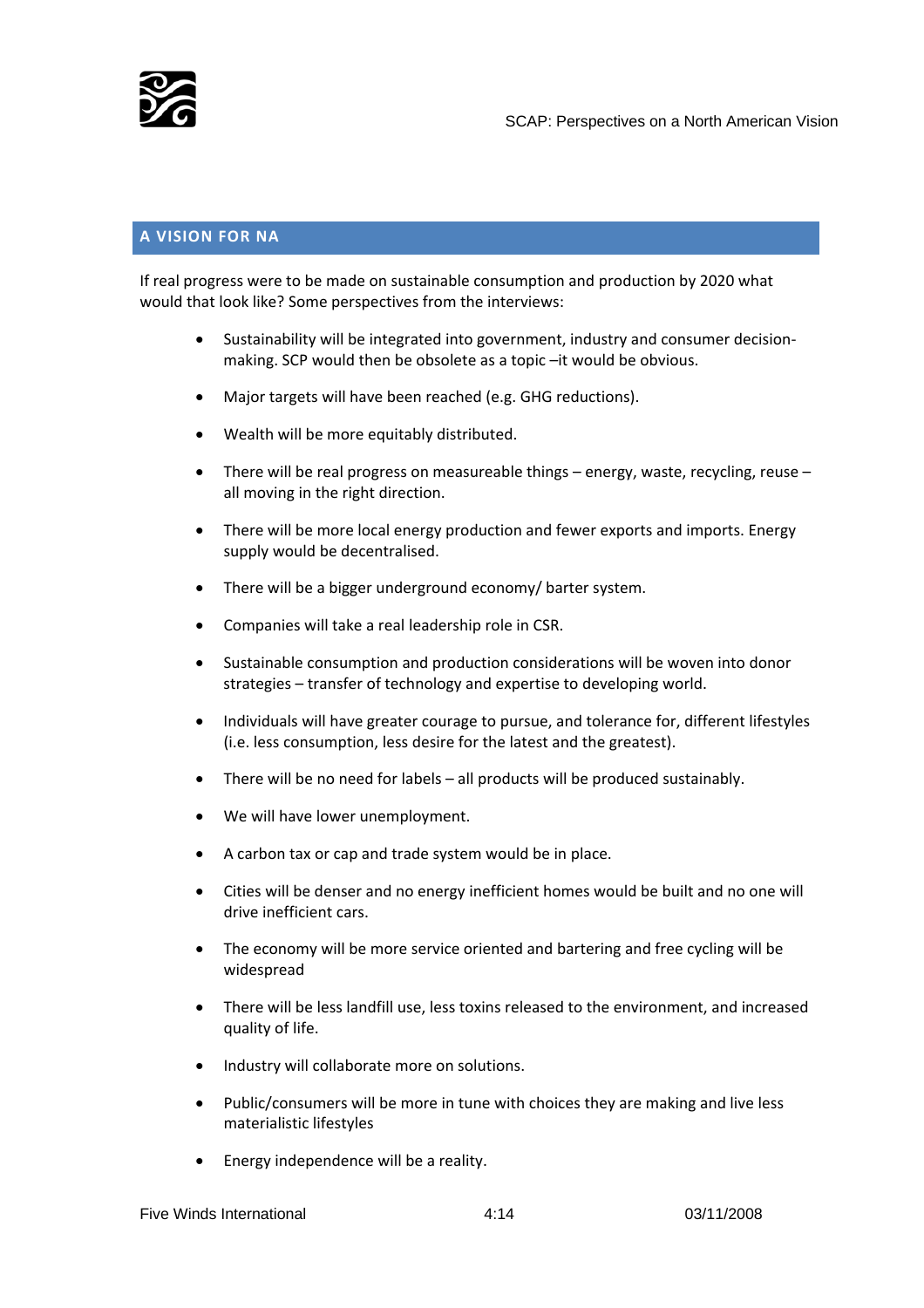## A VISION FOR NA

If real progress were to be made on sustainable consumption and production by 2020 what would that look like? Some perspectives from the interviews:

- Sustainability will be integrated into government, industry and consumer decision-making. SCP would then be obsolete as a topic –it would be obvious.
- Major targets will have been reached (e.g. GHG reductions).
- Wealth will be more equitably distributed.
- There will be real progress on measureable things – energy, waste, recycling, reuse – all moving in the right direction.
- There will be more local energy production and fewer exports and imports. Energy supply would be decentralised.
- There will be a bigger underground economy/ barter system.
- Companies will take a real leadership role in CSR.
- Sustainable consumption and production considerations will be woven into donor strategies – transfer of technology and expertise to developing world.
- Individuals will have greater courage to pursue, and tolerance for, different lifestyles (i.e. less consumption, less desire for the latest and the greatest).
- There will be no need for labels – all products will be produced sustainably.
- We will have lower unemployment.
- A carbon tax or cap and trade system would be in place.
- Cities will be denser and no energy inefficient homes would be built and no one will drive inefficient cars.
- The economy will be more service oriented and bartering and free cycling will be widespread
- There will be less landfill use, less toxins released to the environment, and increased quality of life.
- Industry will collaborate more on solutions.
- Public/consumers will be more in tune with choices they are making and live less materialistic lifestyles
- Energy independence will be a reality.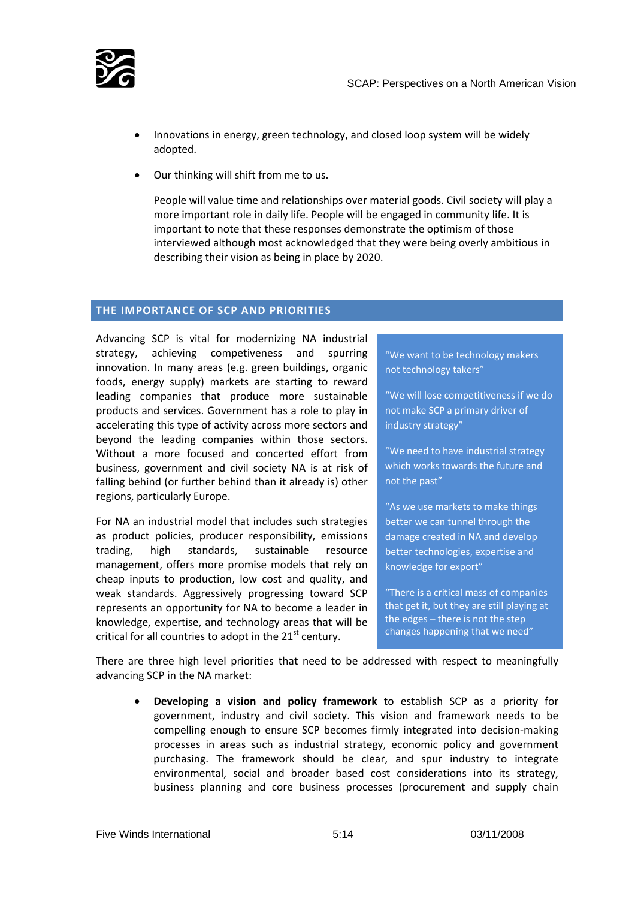- Innovations in energy, green technology, and closed loop system will be widely adopted.

- Our thinking will shift from me to us.

  People will value time and relationships over material goods. Civil society will play a more important role in daily life. People will be engaged in community life. It is important to note that these responses demonstrate the optimism of those interviewed although most acknowledged that they were being overly ambitious in describing their vision as being in place by 2020.

## THE IMPORTANCE OF SCP AND PRIORITIES

Advancing SCP is vital for modernizing NA industrial strategy, achieving competiveness and spurring innovation. In many areas (e.g. green buildings, organic foods, energy supply) markets are starting to reward leading companies that produce more sustainable products and services. Government has a role to play in accelerating this type of activity across more sectors and beyond the leading companies within those sectors. Without a more focused and concerted effort from business, government and civil society NA is at risk of falling behind (or further behind than it already is) other regions, particularly Europe.

For NA an industrial model that includes such strategies as product policies, producer responsibility, emissions trading, high standards, sustainable resource management, offers more promise models that rely on cheap inputs to production, low cost and quality, and weak standards. Aggressively progressing toward SCP represents an opportunity for NA to become a leader in knowledge, expertise, and technology areas that will be critical for all countries to adopt in the 21st century.

> "We want to be technology makers not technology takers"
>
> "We will lose competitiveness if we do not make SCP a primary driver of industry strategy"
>
> "We need to have industrial strategy which works towards the future and not the past"
>
> "As we use markets to make things better we can tunnel through the damage created in NA and develop better technologies, expertise and knowledge for export"
>
> "There is a critical mass of companies that get it, but they are still playing at the edges – there is not the step changes happening that we need"

There are three high level priorities that need to be addressed with respect to meaningfully advancing SCP in the NA market:

- **Developing a vision and policy framework** to establish SCP as a priority for government, industry and civil society. This vision and framework needs to be compelling enough to ensure SCP becomes firmly integrated into decision-making processes in areas such as industrial strategy, economic policy and government purchasing. The framework should be clear, and spur industry to integrate environmental, social and broader based cost considerations into its strategy, business planning and core business processes (procurement and supply chain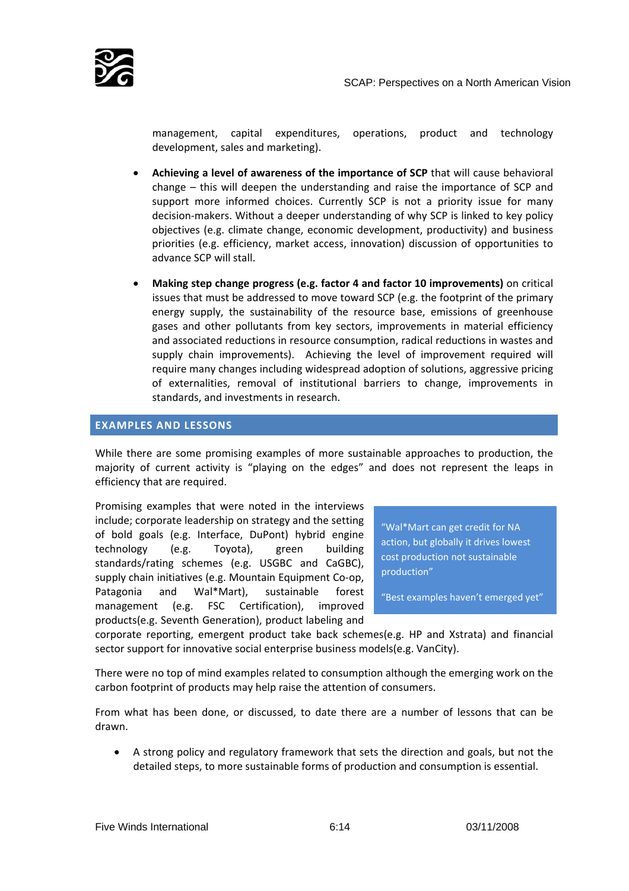management, capital expenditures, operations, product and technology development, sales and marketing).

- **Achieving a level of awareness of the importance of SCP** that will cause behavioral change – this will deepen the understanding and raise the importance of SCP and support more informed choices. Currently SCP is not a priority issue for many decision-makers. Without a deeper understanding of why SCP is linked to key policy objectives (e.g. climate change, economic development, productivity) and business priorities (e.g. efficiency, market access, innovation) discussion of opportunities to advance SCP will stall.

- **Making step change progress (e.g. factor 4 and factor 10 improvements)** on critical issues that must be addressed to move toward SCP (e.g. the footprint of the primary energy supply, the sustainability of the resource base, emissions of greenhouse gases and other pollutants from key sectors, improvements in material efficiency and associated reductions in resource consumption, radical reductions in wastes and supply chain improvements). Achieving the level of improvement required will require many changes including widespread adoption of solutions, aggressive pricing of externalities, removal of institutional barriers to change, improvements in standards, and investments in research.

## EXAMPLES AND LESSONS

While there are some promising examples of more sustainable approaches to production, the majority of current activity is "playing on the edges" and does not represent the leaps in efficiency that are required.

Promising examples that were noted in the interviews include; corporate leadership on strategy and the setting of bold goals (e.g. Interface, DuPont) hybrid engine technology (e.g. Toyota), green building standards/rating schemes (e.g. USGBC and CaGBC), supply chain initiatives (e.g. Mountain Equipment Co-op, Patagonia and Wal*Mart), sustainable forest management (e.g. FSC Certification), improved products(e.g. Seventh Generation), product labeling and corporate reporting, emergent product take back schemes(e.g. HP and Xstrata) and financial sector support for innovative social enterprise business models(e.g. VanCity).

> "Wal*Mart can get credit for NA action, but globally it drives lowest cost production not sustainable production"
>
> "Best examples haven't emerged yet"

There were no top of mind examples related to consumption although the emerging work on the carbon footprint of products may help raise the attention of consumers.

From what has been done, or discussed, to date there are a number of lessons that can be drawn.

- A strong policy and regulatory framework that sets the direction and goals, but not the detailed steps, to more sustainable forms of production and consumption is essential.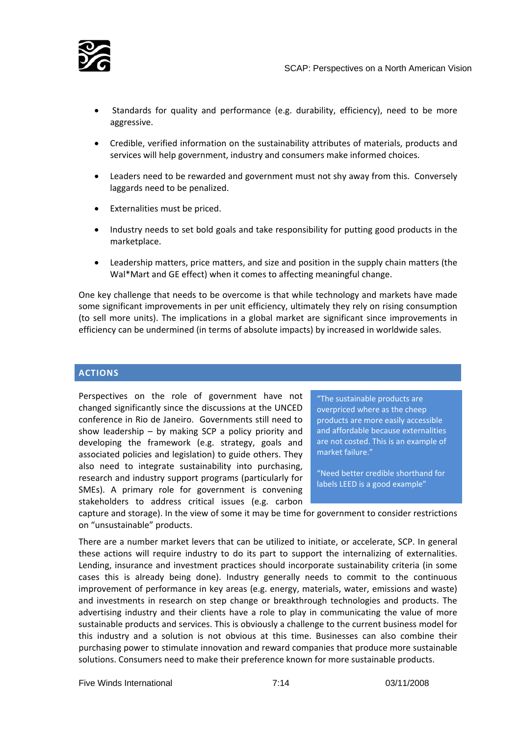- Standards for quality and performance (e.g. durability, efficiency), need to be more aggressive.

- Credible, verified information on the sustainability attributes of materials, products and services will help government, industry and consumers make informed choices.

- Leaders need to be rewarded and government must not shy away from this. Conversely laggards need to be penalized.

- Externalities must be priced.

- Industry needs to set bold goals and take responsibility for putting good products in the marketplace.

- Leadership matters, price matters, and size and position in the supply chain matters (the Wal*Mart and GE effect) when it comes to affecting meaningful change.

One key challenge that needs to be overcome is that while technology and markets have made some significant improvements in per unit efficiency, ultimately they rely on rising consumption (to sell more units). The implications in a global market are significant since improvements in efficiency can be undermined (in terms of absolute impacts) by increased in worldwide sales.

## ACTIONS

Perspectives on the role of government have not changed significantly since the discussions at the UNCED conference in Rio de Janeiro. Governments still need to show leadership – by making SCP a policy priority and developing the framework (e.g. strategy, goals and associated policies and legislation) to guide others. They also need to integrate sustainability into purchasing, research and industry support programs (particularly for SMEs). A primary role for government is convening stakeholders to address critical issues (e.g. carbon capture and storage). In the view of some it may be time for government to consider restrictions on "unsustainable" products.

> "The sustainable products are overpriced where as the cheap products are more easily accessible and affordable because externalities are not costed. This is an example of market failure."
>
> "Need better credible shorthand for labels LEED is a good example"

There are a number market levers that can be utilized to initiate, or accelerate, SCP. In general these actions will require industry to do its part to support the internalizing of externalities. Lending, insurance and investment practices should incorporate sustainability criteria (in some cases this is already being done). Industry generally needs to commit to the continuous improvement of performance in key areas (e.g. energy, materials, water, emissions and waste) and investments in research on step change or breakthrough technologies and products. The advertising industry and their clients have a role to play in communicating the value of more sustainable products and services. This is obviously a challenge to the current business model for this industry and a solution is not obvious at this time. Businesses can also combine their purchasing power to stimulate innovation and reward companies that produce more sustainable solutions. Consumers need to make their preference known for more sustainable products.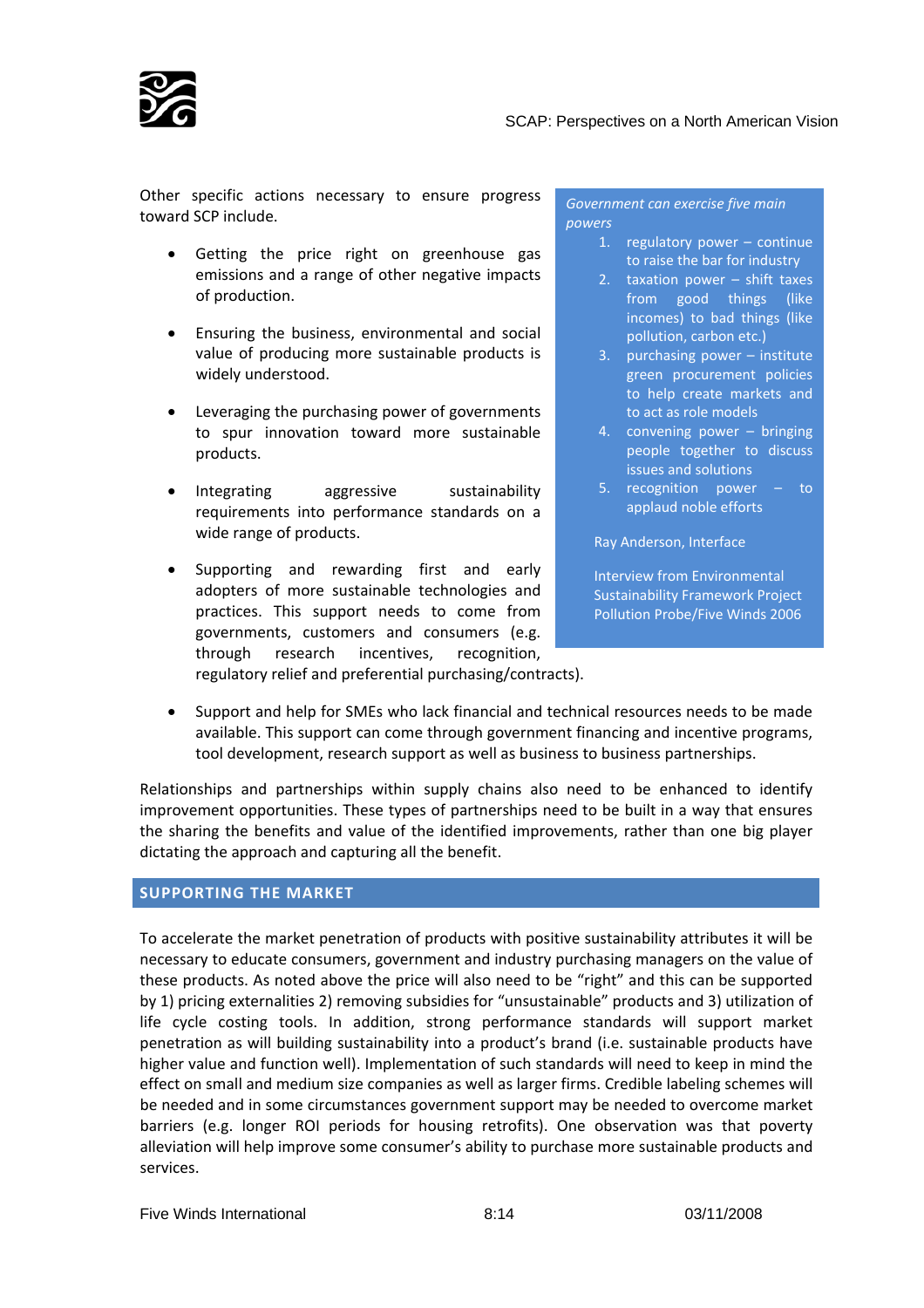Other specific actions necessary to ensure progress toward SCP include.

- Getting the price right on greenhouse gas emissions and a range of other negative impacts of production.
- Ensuring the business, environmental and social value of producing more sustainable products is widely understood.
- Leveraging the purchasing power of governments to spur innovation toward more sustainable products.
- Integrating aggressive sustainability requirements into performance standards on a wide range of products.
- Supporting and rewarding first and early adopters of more sustainable technologies and practices. This support needs to come from governments, customers and consumers (e.g. through research incentives, recognition, regulatory relief and preferential purchasing/contracts).
- Support and help for SMEs who lack financial and technical resources needs to be made available. This support can come through government financing and incentive programs, tool development, research support as well as business to business partnerships.

> *Government can exercise five main powers*
>
> 1. regulatory power – continue to raise the bar for industry
> 2. taxation power – shift taxes from good things (like incomes) to bad things (like pollution, carbon etc.)
> 3. purchasing power – institute green procurement policies to help create markets and to act as role models
> 4. convening power – bringing people together to discuss issues and solutions
> 5. recognition power – to applaud noble efforts
>
> Ray Anderson, Interface
>
> Interview from Environmental Sustainability Framework Project Pollution Probe/Five Winds 2006

Relationships and partnerships within supply chains also need to be enhanced to identify improvement opportunities. These types of partnerships need to be built in a way that ensures the sharing the benefits and value of the identified improvements, rather than one big player dictating the approach and capturing all the benefit.

## SUPPORTING THE MARKET

To accelerate the market penetration of products with positive sustainability attributes it will be necessary to educate consumers, government and industry purchasing managers on the value of these products. As noted above the price will also need to be "right" and this can be supported by 1) pricing externalities 2) removing subsidies for "unsustainable" products and 3) utilization of life cycle costing tools. In addition, strong performance standards will support market penetration as will building sustainability into a product's brand (i.e. sustainable products have higher value and function well). Implementation of such standards will need to keep in mind the effect on small and medium size companies as well as larger firms. Credible labeling schemes will be needed and in some circumstances government support may be needed to overcome market barriers (e.g. longer ROI periods for housing retrofits). One observation was that poverty alleviation will help improve some consumer's ability to purchase more sustainable products and services.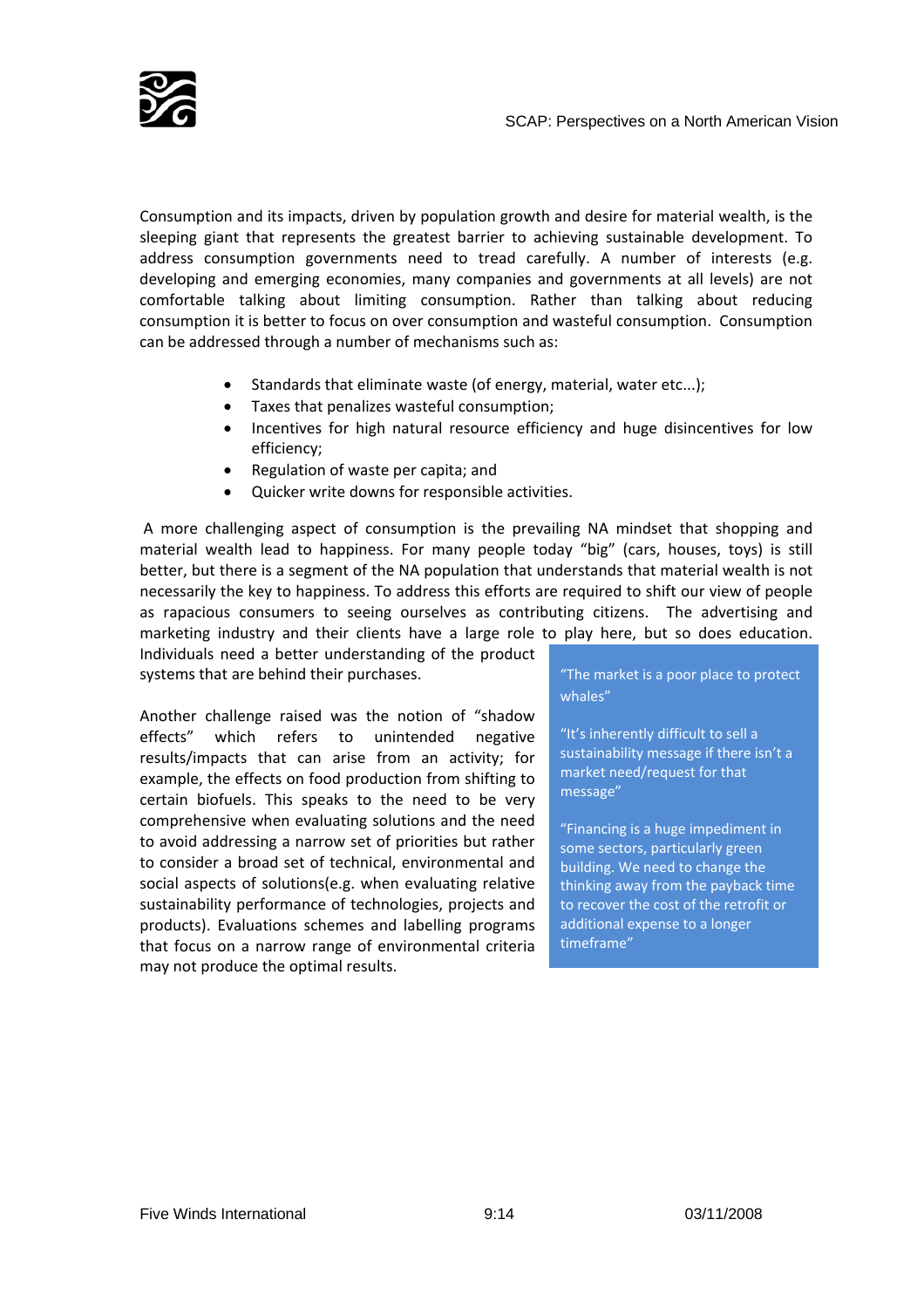Consumption and its impacts, driven by population growth and desire for material wealth, is the sleeping giant that represents the greatest barrier to achieving sustainable development. To address consumption governments need to tread carefully. A number of interests (e.g. developing and emerging economies, many companies and governments at all levels) are not comfortable talking about limiting consumption. Rather than talking about reducing consumption it is better to focus on over consumption and wasteful consumption. Consumption can be addressed through a number of mechanisms such as:

- Standards that eliminate waste (of energy, material, water etc...);
- Taxes that penalizes wasteful consumption;
- Incentives for high natural resource efficiency and huge disincentives for low efficiency;
- Regulation of waste per capita; and
- Quicker write downs for responsible activities.

A more challenging aspect of consumption is the prevailing NA mindset that shopping and material wealth lead to happiness. For many people today "big" (cars, houses, toys) is still better, but there is a segment of the NA population that understands that material wealth is not necessarily the key to happiness. To address this efforts are required to shift our view of people as rapacious consumers to seeing ourselves as contributing citizens. The advertising and marketing industry and their clients have a large role to play here, but so does education. Individuals need a better understanding of the product systems that are behind their purchases.

Another challenge raised was the notion of "shadow effects" which refers to unintended negative results/impacts that can arise from an activity; for example, the effects on food production from shifting to certain biofuels. This speaks to the need to be very comprehensive when evaluating solutions and the need to avoid addressing a narrow set of priorities but rather to consider a broad set of technical, environmental and social aspects of solutions(e.g. when evaluating relative sustainability performance of technologies, projects and products). Evaluations schemes and labelling programs that focus on a narrow range of environmental criteria may not produce the optimal results.

> "The market is a poor place to protect whales"
>
> "It's inherently difficult to sell a sustainability message if there isn't a market need/request for that message"
>
> "Financing is a huge impediment in some sectors, particularly green building. We need to change the thinking away from the payback time to recover the cost of the retrofit or additional expense to a longer timeframe"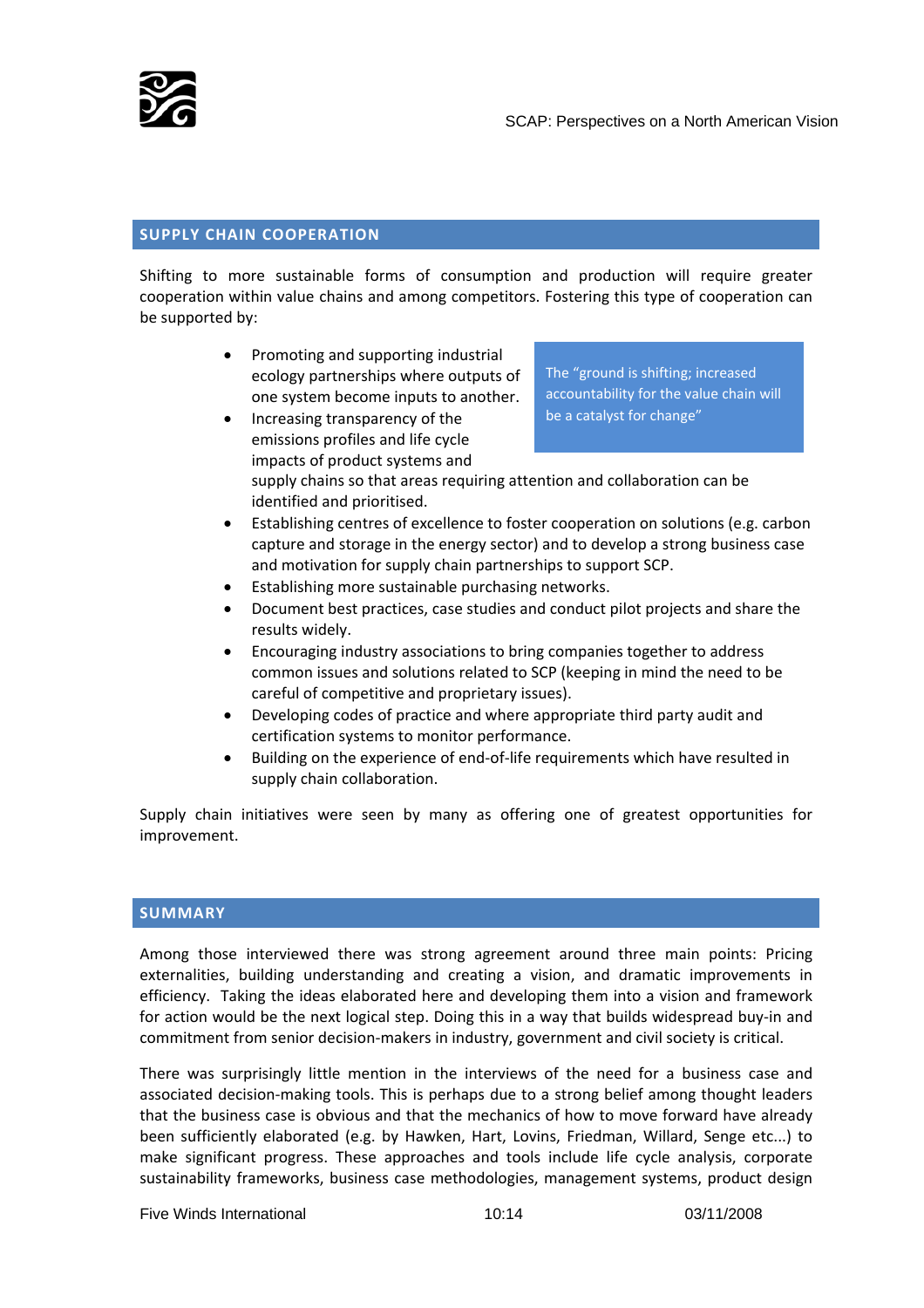## SUPPLY CHAIN COOPERATION

Shifting to more sustainable forms of consumption and production will require greater cooperation within value chains and among competitors. Fostering this type of cooperation can be supported by:

> The "ground is shifting; increased accountability for the value chain will be a catalyst for change"

- Promoting and supporting industrial ecology partnerships where outputs of one system become inputs to another.
- Increasing transparency of the emissions profiles and life cycle impacts of product systems and supply chains so that areas requiring attention and collaboration can be identified and prioritised.
- Establishing centres of excellence to foster cooperation on solutions (e.g. carbon capture and storage in the energy sector) and to develop a strong business case and motivation for supply chain partnerships to support SCP.
- Establishing more sustainable purchasing networks.
- Document best practices, case studies and conduct pilot projects and share the results widely.
- Encouraging industry associations to bring companies together to address common issues and solutions related to SCP (keeping in mind the need to be careful of competitive and proprietary issues).
- Developing codes of practice and where appropriate third party audit and certification systems to monitor performance.
- Building on the experience of end-of-life requirements which have resulted in supply chain collaboration.

Supply chain initiatives were seen by many as offering one of greatest opportunities for improvement.

## SUMMARY

Among those interviewed there was strong agreement around three main points: Pricing externalities, building understanding and creating a vision, and dramatic improvements in efficiency. Taking the ideas elaborated here and developing them into a vision and framework for action would be the next logical step. Doing this in a way that builds widespread buy-in and commitment from senior decision-makers in industry, government and civil society is critical.

There was surprisingly little mention in the interviews of the need for a business case and associated decision-making tools. This is perhaps due to a strong belief among thought leaders that the business case is obvious and that the mechanics of how to move forward have already been sufficiently elaborated (e.g. by Hawken, Hart, Lovins, Friedman, Willard, Senge etc...) to make significant progress. These approaches and tools include life cycle analysis, corporate sustainability frameworks, business case methodologies, management systems, product design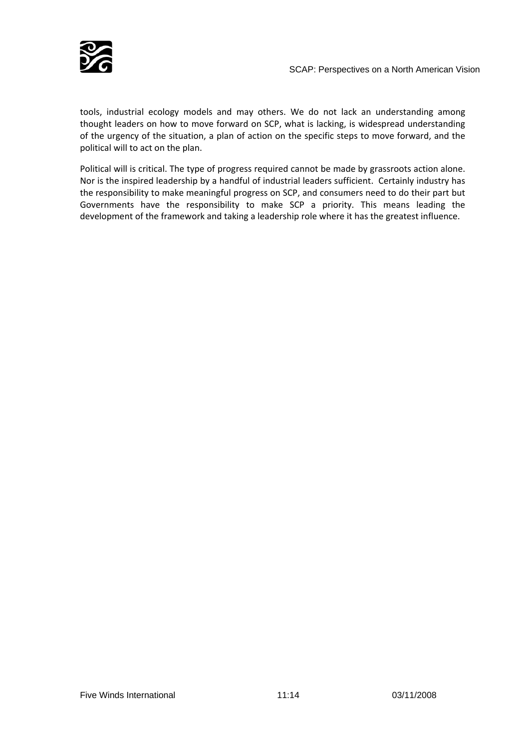tools, industrial ecology models and may others. We do not lack an understanding among thought leaders on how to move forward on SCP, what is lacking, is widespread understanding of the urgency of the situation, a plan of action on the specific steps to move forward, and the political will to act on the plan.

Political will is critical. The type of progress required cannot be made by grassroots action alone. Nor is the inspired leadership by a handful of industrial leaders sufficient. Certainly industry has the responsibility to make meaningful progress on SCP, and consumers need to do their part but Governments have the responsibility to make SCP a priority. This means leading the development of the framework and taking a leadership role where it has the greatest influence.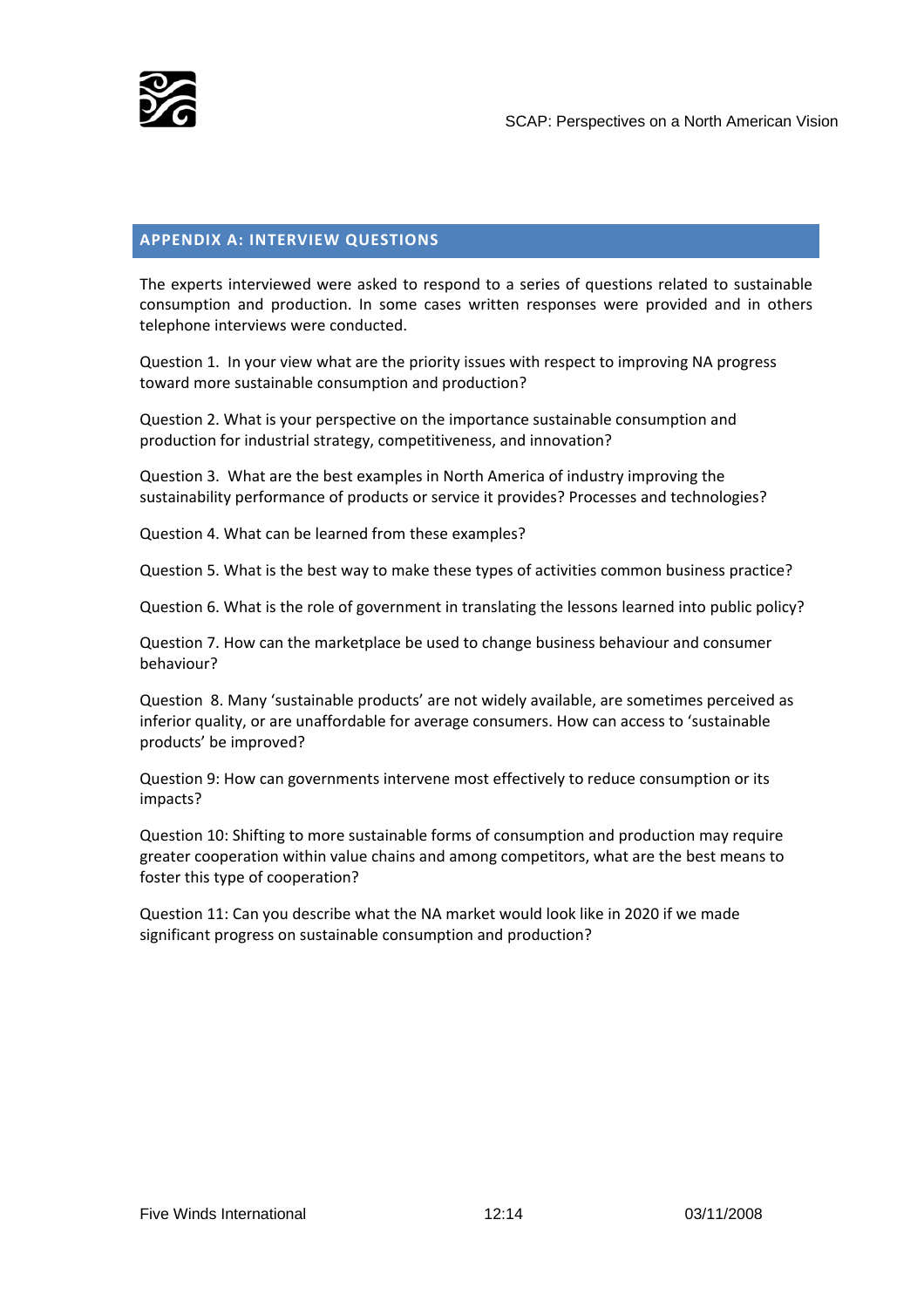## APPENDIX A: INTERVIEW QUESTIONS

The experts interviewed were asked to respond to a series of questions related to sustainable consumption and production. In some cases written responses were provided and in others telephone interviews were conducted.

Question 1. In your view what are the priority issues with respect to improving NA progress toward more sustainable consumption and production?

Question 2. What is your perspective on the importance sustainable consumption and production for industrial strategy, competitiveness, and innovation?

Question 3. What are the best examples in North America of industry improving the sustainability performance of products or service it provides? Processes and technologies?

Question 4. What can be learned from these examples?

Question 5. What is the best way to make these types of activities common business practice?

Question 6. What is the role of government in translating the lessons learned into public policy?

Question 7. How can the marketplace be used to change business behaviour and consumer behaviour?

Question 8. Many 'sustainable products' are not widely available, are sometimes perceived as inferior quality, or are unaffordable for average consumers. How can access to 'sustainable products' be improved?

Question 9: How can governments intervene most effectively to reduce consumption or its impacts?

Question 10: Shifting to more sustainable forms of consumption and production may require greater cooperation within value chains and among competitors, what are the best means to foster this type of cooperation?

Question 11: Can you describe what the NA market would look like in 2020 if we made significant progress on sustainable consumption and production?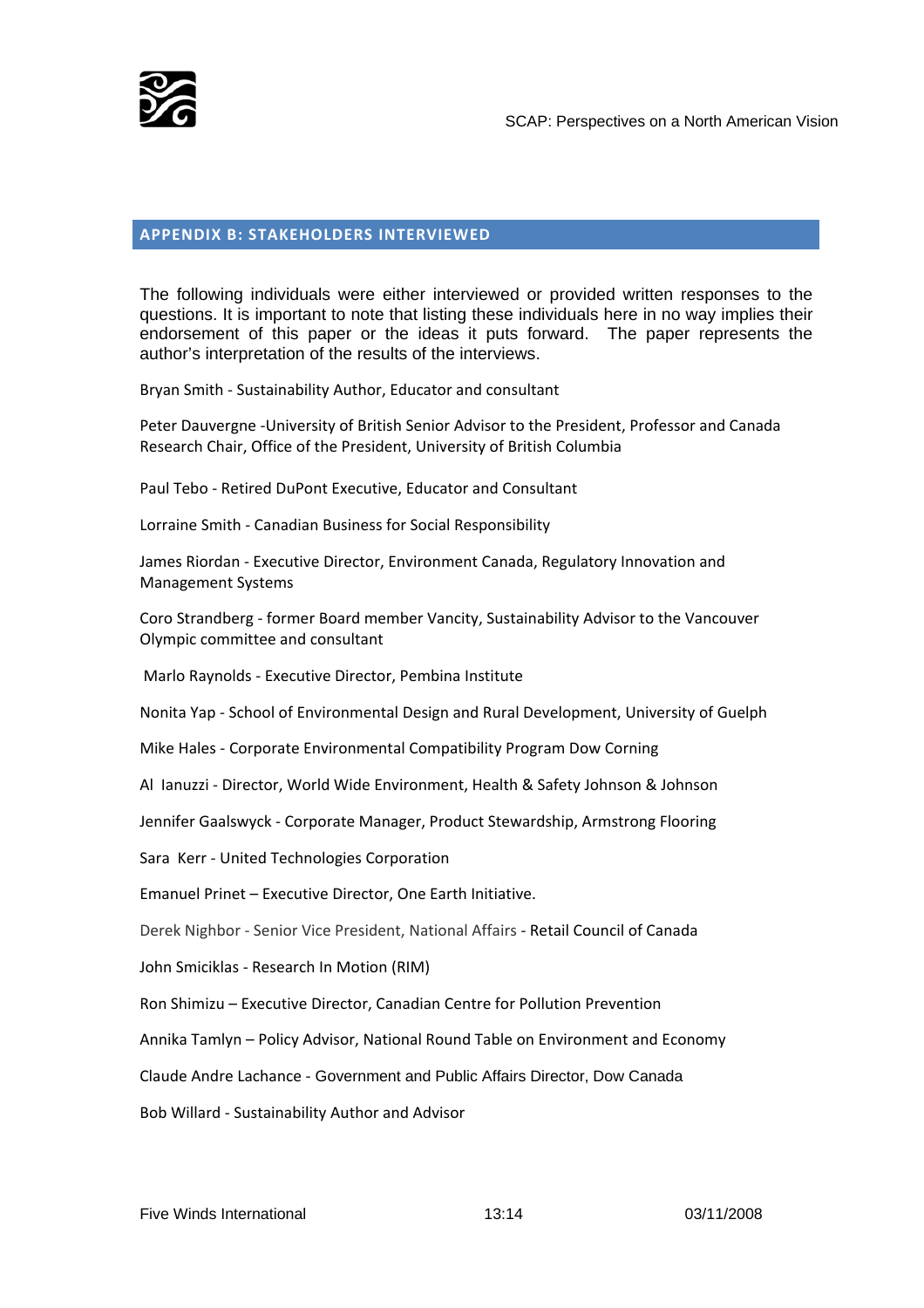## APPENDIX B: STAKEHOLDERS INTERVIEWED

The following individuals were either interviewed or provided written responses to the questions. It is important to note that listing these individuals here in no way implies their endorsement of this paper or the ideas it puts forward. The paper represents the author's interpretation of the results of the interviews.

Bryan Smith - Sustainability Author, Educator and consultant

Peter Dauvergne -University of British Senior Advisor to the President, Professor and Canada Research Chair, Office of the President, University of British Columbia

Paul Tebo - Retired DuPont Executive, Educator and Consultant

Lorraine Smith - Canadian Business for Social Responsibility

James Riordan - Executive Director, Environment Canada, Regulatory Innovation and Management Systems

Coro Strandberg - former Board member Vancity, Sustainability Advisor to the Vancouver Olympic committee and consultant

Marlo Raynolds - Executive Director, Pembina Institute

Nonita Yap - School of Environmental Design and Rural Development, University of Guelph

Mike Hales - Corporate Environmental Compatibility Program Dow Corning

Al Ianuzzi - Director, World Wide Environment, Health & Safety Johnson & Johnson

Jennifer Gaalswyck - Corporate Manager, Product Stewardship, Armstrong Flooring

Sara Kerr - United Technologies Corporation

Emanuel Prinet – Executive Director, One Earth Initiative.

Derek Nighbor - Senior Vice President, National Affairs - Retail Council of Canada

John Smiciklas - Research In Motion (RIM)

Ron Shimizu – Executive Director, Canadian Centre for Pollution Prevention

Annika Tamlyn – Policy Advisor, National Round Table on Environment and Economy

Claude Andre Lachance - Government and Public Affairs Director, Dow Canada

Bob Willard - Sustainability Author and Advisor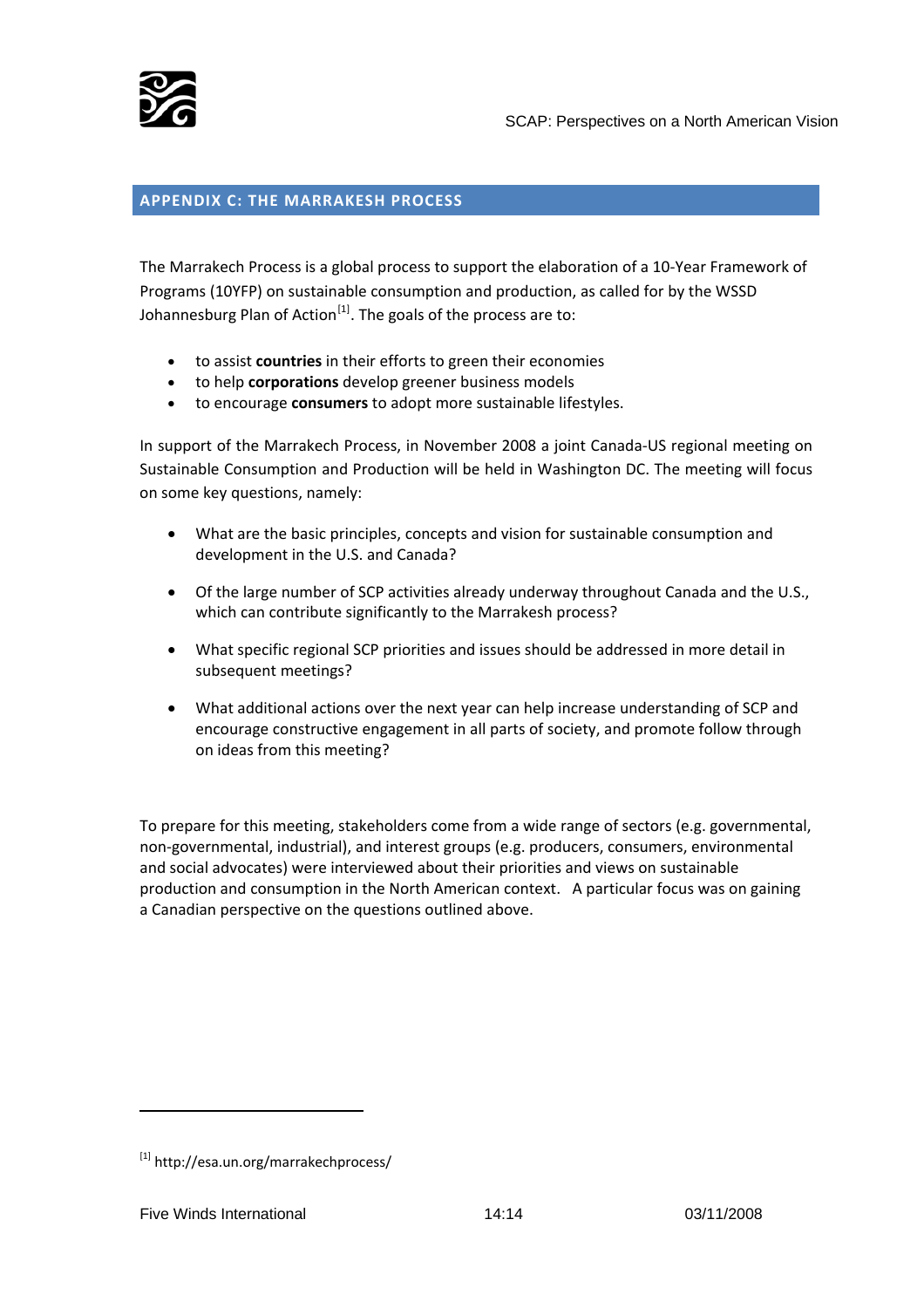## APPENDIX C: THE MARRAKESH PROCESS

The Marrakech Process is a global process to support the elaboration of a 10-Year Framework of Programs (10YFP) on sustainable consumption and production, as called for by the WSSD Johannesburg Plan of Action[1]. The goals of the process are to:

- to assist **countries** in their efforts to green their economies
- to help **corporations** develop greener business models
- to encourage **consumers** to adopt more sustainable lifestyles.

In support of the Marrakech Process, in November 2008 a joint Canada-US regional meeting on Sustainable Consumption and Production will be held in Washington DC. The meeting will focus on some key questions, namely:

- What are the basic principles, concepts and vision for sustainable consumption and development in the U.S. and Canada?
- Of the large number of SCP activities already underway throughout Canada and the U.S., which can contribute significantly to the Marrakesh process?
- What specific regional SCP priorities and issues should be addressed in more detail in subsequent meetings?
- What additional actions over the next year can help increase understanding of SCP and encourage constructive engagement in all parts of society, and promote follow through on ideas from this meeting?

To prepare for this meeting, stakeholders come from a wide range of sectors (e.g. governmental, non-governmental, industrial), and interest groups (e.g. producers, consumers, environmental and social advocates) were interviewed about their priorities and views on sustainable production and consumption in the North American context. A particular focus was on gaining a Canadian perspective on the questions outlined above.

[1] http://esa.un.org/marrakechprocess/